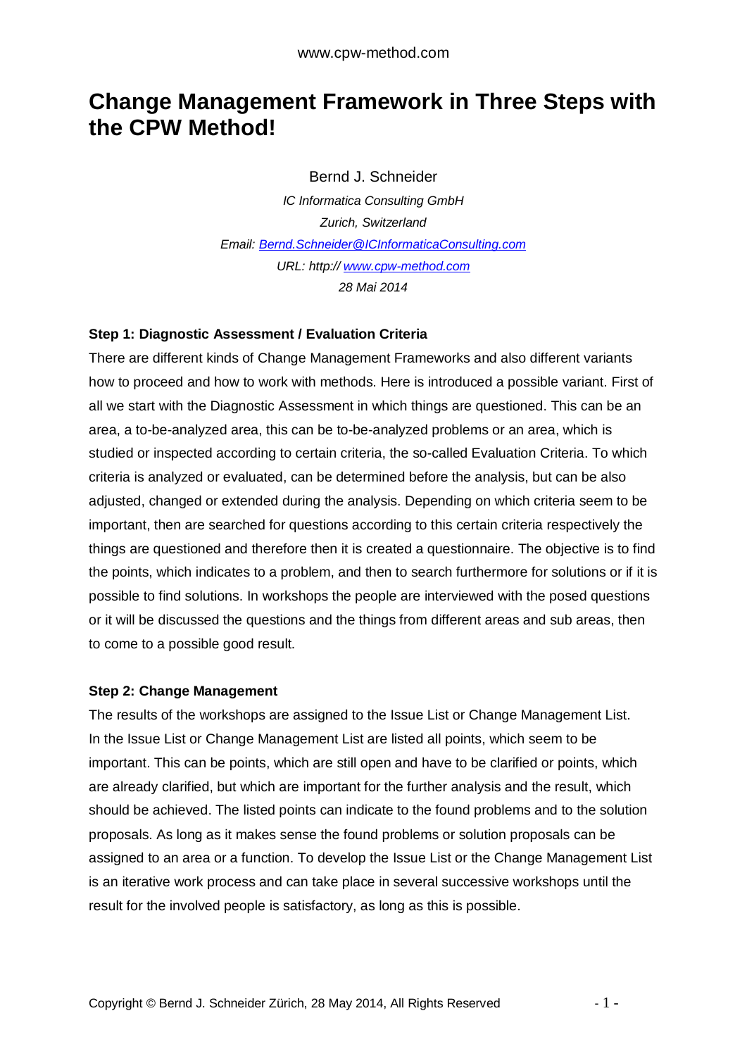# Change Management Framework in Three Steps with the CPW Method!

Bernd J. Schneider

*IC Informatica Consulting GmbH*

*Zurich, Switzerland*

*Email: [Bernd.Schneider@ICInformaticaConsulting.com](mailto:Bernd.Schneider@ICInformaticaConsulting.com)*

*URL: http:// [www.cpw-method.com](http://www.cpw-method.com)*

*28 Mai 2014*

**Step 1: Diagnostic Assessment / Evaluation Criteria**

There are different kinds of Change Management Frameworks and also different variants how to proceed and how to work with methods. Here is introduced a possible variant. First of all we start with the Diagnostic Assessment in which things are questioned. This can be an area, a to-be-analyzed area, this can be to-be-analyzed problems or an area, which is studied or inspected according to certain criteria, the so-called Evaluation Criteria. To which criteria is analyzed or evaluated, can be determined before the analysis, but can be also adjusted, changed or extended during the analysis. Depending on which criteria seem to be important, then are searched for questions according to this certain criteria respectively the things are questioned and therefore then it is created a questionnaire. The objective is to find the points, which indicates to a problem, and then to search furthermore for solutions or if it is possible to find solutions. In workshops the people are interviewed with the posed questions or it will be discussed the questions and the things from different areas and sub areas, then to come to a possible good result.

**Step 2: Change Management**

The results of the workshops are assigned to the Issue List or Change Management List. In the Issue List or Change Management List are listed all points, which seem to be important. This can be points, which are still open and have to be clarified or points, which are already clarified, but which are important for the further analysis and the result, which should be achieved. The listed points can indicate to the found problems and to the solution proposals. As long as it makes sense the found problems or solution proposals can be assigned to an area or a function. To develop the Issue List or the Change Management List is an iterative work process and can take place in several successive workshops until the result for the involved people is satisfactory, as long as this is possible.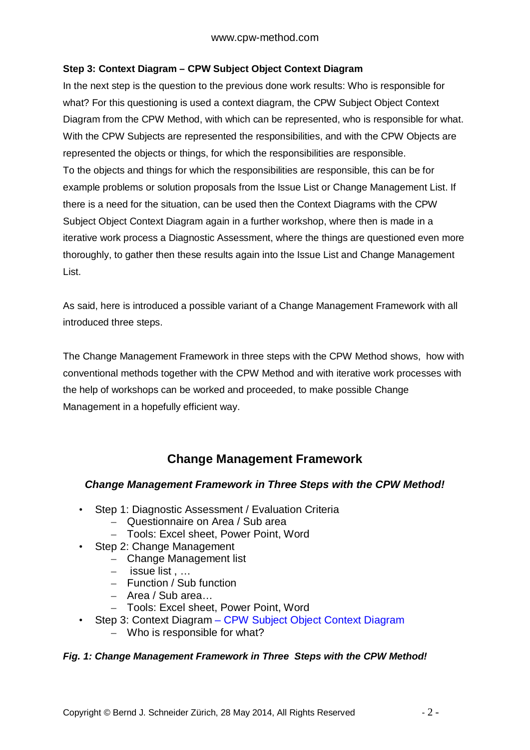**Step 3: Context Diagram – CPW Subject Object Context Diagram**

In the next step is the question to the previous done work results: Who is responsible for what? For this questioning is used a context diagram, the CPW Subject Object Context Diagram from the CPW Method, with which can be represented, who is responsible for what. With the CPW Subjects are represented the responsibilities, and with the CPW Objects are represented the objects or things, for which the responsibilities are responsible.
To the objects and things for which the responsibilities are responsible, this can be for example problems or solution proposals from the Issue List or Change Management List. If there is a need for the situation, can be used then the Context Diagrams with the CPW Subject Object Context Diagram again in a further workshop, where then is made in a iterative work process a Diagnostic Assessment, where the things are questioned even more thoroughly, to gather then these results again into the Issue List and Change Management List.

As said, here is introduced a possible variant of a Change Management Framework with all introduced three steps.

The Change Management Framework in three steps with the CPW Method shows, how with conventional methods together with the CPW Method and with iterative work processes with the help of workshops can be worked and proceeded, to make possible Change Management in a hopefully efficient way.

## Change Management Framework

***Change Management Framework in Three Steps with the CPW Method!***

- Step 1: Diagnostic Assessment / Evaluation Criteria
  - Questionnaire on Area / Sub area
  - Tools: Excel sheet, Power Point, Word
- Step 2: Change Management
  - Change Management list
  - issue list , …
  - Function / Sub function
  - Area / Sub area…
  - Tools: Excel sheet, Power Point, Word
- Step 3: Context Diagram – CPW Subject Object Context Diagram
  - Who is responsible for what?

***Fig. 1: Change Management Framework in Three Steps with the CPW Method!***

Copyright © Bernd J. Schneider Zürich, 28 May 2014, All Rights Reserved